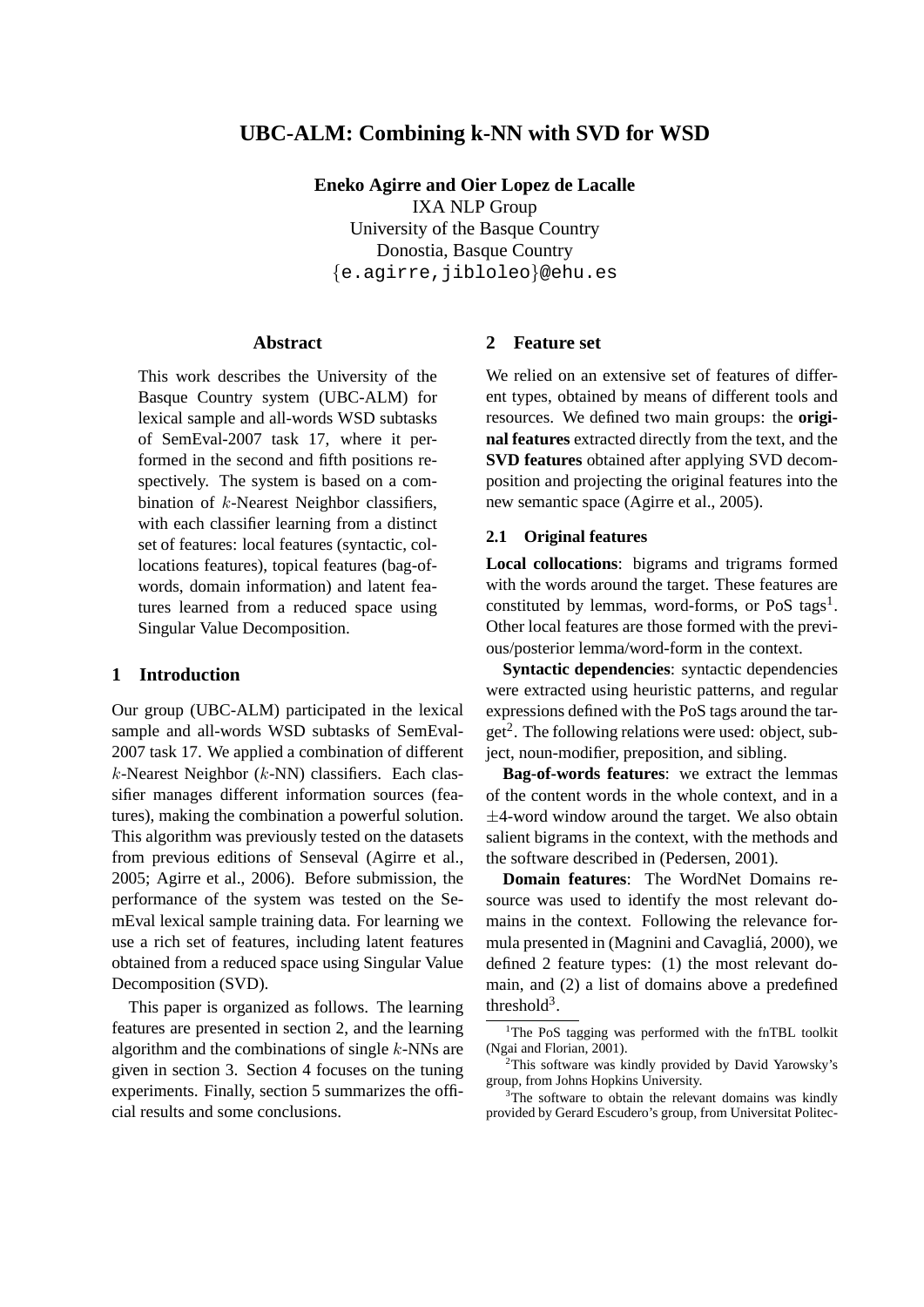# UBC-ALM: Combining k-NN with SVD for WSD

**Eneko Agirre and Oier Lopez de Lacalle**
IXA NLP Group
University of the Basque Country
Donostia, Basque Country
{e.agirre,jibloleo}@ehu.es

## Abstract

This work describes the University of the Basque Country system (UBC-ALM) for lexical sample and all-words WSD subtasks of SemEval-2007 task 17, where it performed in the second and fifth positions respectively. The system is based on a combination of $k$-Nearest Neighbor classifiers, with each classifier learning from a distinct set of features: local features (syntactic, collocations features), topical features (bag-of-words, domain information) and latent features learned from a reduced space using Singular Value Decomposition.

## 1 Introduction

Our group (UBC-ALM) participated in the lexical sample and all-words WSD subtasks of SemEval-2007 task 17. We applied a combination of different $k$-Nearest Neighbor ($k$-NN) classifiers. Each classifier manages different information sources (features), making the combination a powerful solution. This algorithm was previously tested on the datasets from previous editions of Senseval (Agirre et al., 2005; Agirre et al., 2006). Before submission, the performance of the system was tested on the SemEval lexical sample training data. For learning we use a rich set of features, including latent features obtained from a reduced space using Singular Value Decomposition (SVD).

This paper is organized as follows. The learning features are presented in section 2, and the learning algorithm and the combinations of single $k$-NNs are given in section 3. Section 4 focuses on the tuning experiments. Finally, section 5 summarizes the official results and some conclusions.

## 2 Feature set

We relied on an extensive set of features of different types, obtained by means of different tools and resources. We defined two main groups: the **original features** extracted directly from the text, and the **SVD features** obtained after applying SVD decomposition and projecting the original features into the new semantic space (Agirre et al., 2005).

### 2.1 Original features

**Local collocations**: bigrams and trigrams formed with the words around the target. These features are constituted by lemmas, word-forms, or PoS tags[1]. Other local features are those formed with the previous/posterior lemma/word-form in the context.

**Syntactic dependencies**: syntactic dependencies were extracted using heuristic patterns, and regular expressions defined with the PoS tags around the target[2]. The following relations were used: object, subject, noun-modifier, preposition, and sibling.

**Bag-of-words features**: we extract the lemmas of the content words in the whole context, and in a $\pm$4-word window around the target. We also obtain salient bigrams in the context, with the methods and the software described in (Pedersen, 2001).

**Domain features**: The WordNet Domains resource was used to identify the most relevant domains in the context. Following the relevance formula presented in (Magnini and Cavagliá, 2000), we defined 2 feature types: (1) the most relevant domain, and (2) a list of domains above a predefined threshold[3].

[1]The PoS tagging was performed with the fnTBL toolkit (Ngai and Florian, 2001).

[2]This software was kindly provided by David Yarowsky's group, from Johns Hopkins University.

[3]The software to obtain the relevant domains was kindly provided by Gerard Escudero's group, from Universitat Politec-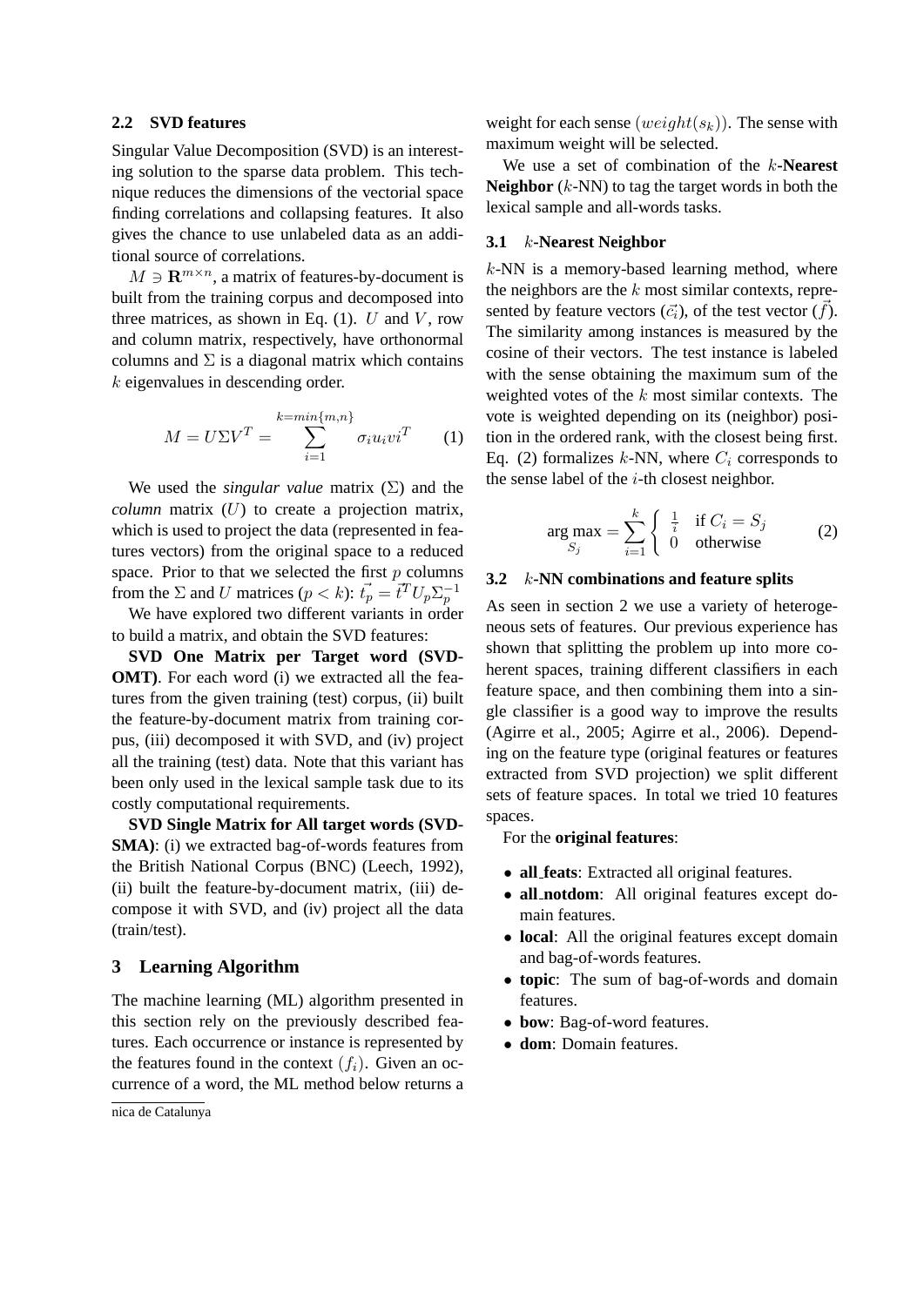## 2.2 SVD features

Singular Value Decomposition (SVD) is an interesting solution to the sparse data problem. This technique reduces the dimensions of the vectorial space finding correlations and collapsing features. It also gives the chance to use unlabeled data as an additional source of correlations.

$M \ni \mathbf{R}^{m \times n}$, a matrix of features-by-document is built from the training corpus and decomposed into three matrices, as shown in Eq. (1). $U$ and $V$, row and column matrix, respectively, have orthonormal columns and $\Sigma$ is a diagonal matrix which contains $k$ eigenvalues in descending order.

$$M = U \Sigma V^T = \sum_{i=1}^{k=min\{m,n\}} \sigma_i u_i v i^T \qquad (1)$$

We used the *singular value* matrix ($\Sigma$) and the *column* matrix ($U$) to create a projection matrix, which is used to project the data (represented in features vectors) from the original space to a reduced space. Prior to that we selected the first $p$ columns from the $\Sigma$ and $U$ matrices ($p < k$): $\vec{t_p} = \vec{t}^T U_p \Sigma_p^{-1}$

We have explored two different variants in order to build a matrix, and obtain the SVD features:

**SVD One Matrix per Target word (SVD-OMT)**. For each word (i) we extracted all the features from the given training (test) corpus, (ii) built the feature-by-document matrix from training corpus, (iii) decomposed it with SVD, and (iv) project all the training (test) data. Note that this variant has been only used in the lexical sample task due to its costly computational requirements.

**SVD Single Matrix for All target words (SVD-SMA)**: (i) we extracted bag-of-words features from the British National Corpus (BNC) (Leech, 1992), (ii) built the feature-by-document matrix, (iii) decompose it with SVD, and (iv) project all the data (train/test).

# 3 Learning Algorithm

The machine learning (ML) algorithm presented in this section rely on the previously described features. Each occurrence or instance is represented by the features found in the context $(f_i)$. Given an occurrence of a word, the ML method below returns a weight for each sense $(weight(s_k))$. The sense with maximum weight will be selected.

We use a set of combination of the $k$-**Nearest Neighbor** ($k$-NN) to tag the target words in both the lexical sample and all-words tasks.

## 3.1 $k$-Nearest Neighbor

$k$-NN is a memory-based learning method, where the neighbors are the $k$ most similar contexts, represented by feature vectors ($\vec{c_i}$), of the test vector ($\vec{f}$). The similarity among instances is measured by the cosine of their vectors. The test instance is labeled with the sense obtaining the maximum sum of the weighted votes of the $k$ most similar contexts. The vote is weighted depending on its (neighbor) position in the ordered rank, with the closest being first. Eq. (2) formalizes $k$-NN, where $C_i$ corresponds to the sense label of the $i$-th closest neighbor.

$$\arg\max_{S_j} = \sum_{i=1}^{k} \begin{cases} \frac{1}{i} & \text{if } C_i = S_j \\ 0 & \text{otherwise} \end{cases} \qquad (2)$$

## 3.2 $k$-NN combinations and feature splits

As seen in section 2 we use a variety of heterogeneous sets of features. Our previous experience has shown that splitting the problem up into more coherent spaces, training different classifiers in each feature space, and then combining them into a single classifier is a good way to improve the results (Agirre et al., 2005; Agirre et al., 2006). Depending on the feature type (original features or features extracted from SVD projection) we split different sets of feature spaces. In total we tried 10 features spaces.

For the **original features**:

- **all_feats**: Extracted all original features.
- **all_notdom**: All original features except domain features.
- **local**: All the original features except domain and bag-of-words features.
- **topic**: The sum of bag-of-words and domain features.
- **bow**: Bag-of-word features.
- **dom**: Domain features.

nica de Catalunya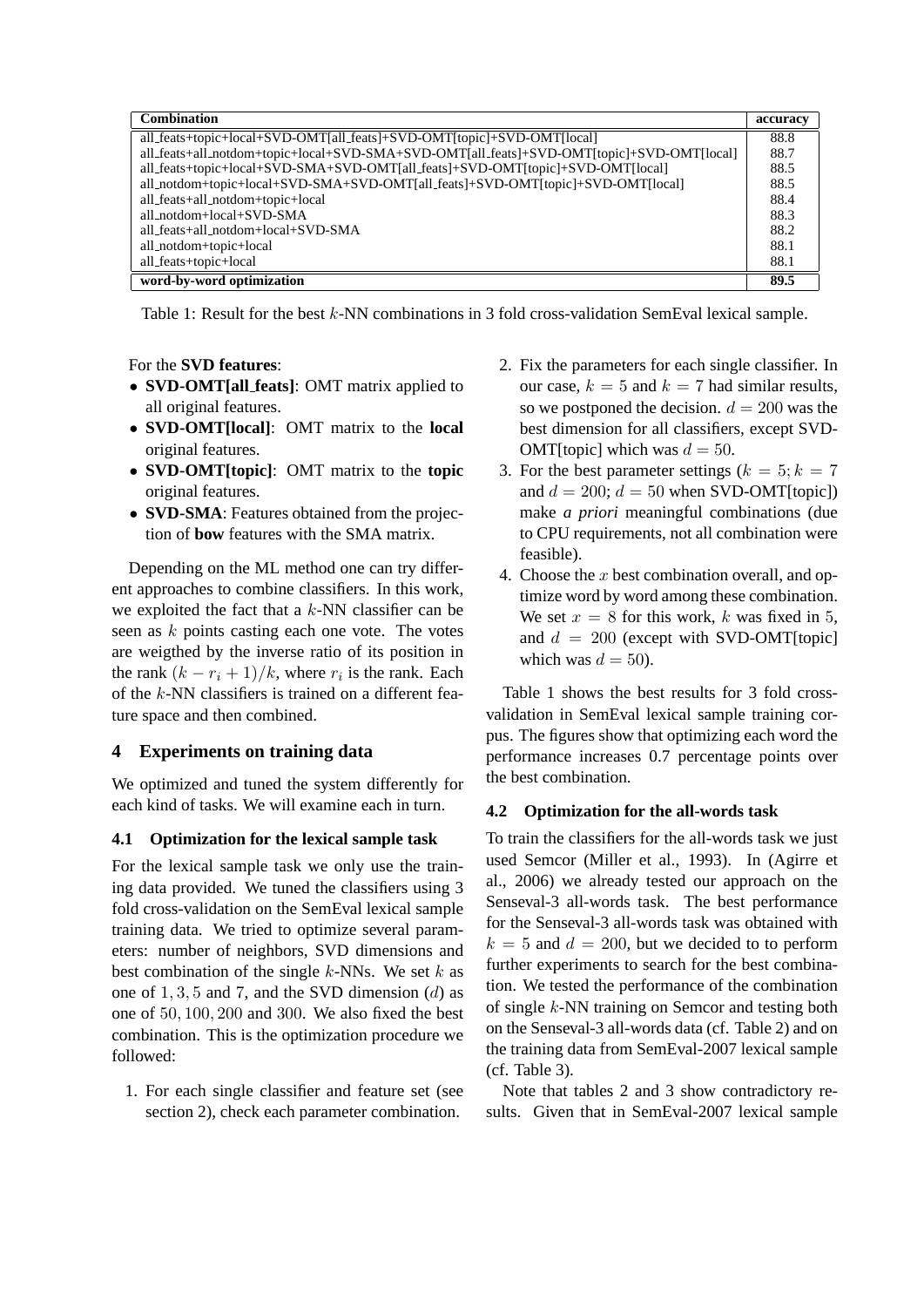| Combination | accuracy |
|---|---|
| all_feats+topic+local+SVD-OMT[all_feats]+SVD-OMT[topic]+SVD-OMT[local] | 88.8 |
| all_feats+all_notdom+topic+local+SVD-SMA+SVD-OMT[all_feats]+SVD-OMT[topic]+SVD-OMT[local] | 88.7 |
| all_feats+topic+local+SVD-SMA+SVD-OMT[all_feats]+SVD-OMT[topic]+SVD-OMT[local] | 88.5 |
| all_notdom+topic+local+SVD-SMA+SVD-OMT[all_feats]+SVD-OMT[topic]+SVD-OMT[local] | 88.5 |
| all_feats+all_notdom+topic+local | 88.4 |
| all_notdom+local+SVD-SMA | 88.3 |
| all_feats+all_notdom+local+SVD-SMA | 88.2 |
| all_notdom+topic+local | 88.1 |
| all_feats+topic+local | 88.1 |
| **word-by-word optimization** | **89.5** |

Table 1: Result for the best $k$-NN combinations in 3 fold cross-validation SemEval lexical sample.

For the **SVD features**:

- **SVD-OMT[all_feats]**: OMT matrix applied to all original features.
- **SVD-OMT[local]**: OMT matrix to the **local** original features.
- **SVD-OMT[topic]**: OMT matrix to the **topic** original features.
- **SVD-SMA**: Features obtained from the projection of **bow** features with the SMA matrix.

Depending on the ML method one can try different approaches to combine classifiers. In this work, we exploited the fact that a $k$-NN classifier can be seen as $k$ points casting each one vote. The votes are weigthed by the inverse ratio of its position in the rank $(k - r_i + 1)/k$, where $r_i$ is the rank. Each of the $k$-NN classifiers is trained on a different feature space and then combined.

## 4 Experiments on training data

We optimized and tuned the system differently for each kind of tasks. We will examine each in turn.

### 4.1 Optimization for the lexical sample task

For the lexical sample task we only use the training data provided. We tuned the classifiers using 3 fold cross-validation on the SemEval lexical sample training data. We tried to optimize several parameters: number of neighbors, SVD dimensions and best combination of the single $k$-NNs. We set $k$ as one of $1, 3, 5$ and 7, and the SVD dimension ($d$) as one of $50, 100, 200$ and $300$. We also fixed the best combination. This is the optimization procedure we followed:

1. For each single classifier and feature set (see section 2), check each parameter combination.
2. Fix the parameters for each single classifier. In our case, $k = 5$ and $k = 7$ had similar results, so we postponed the decision. $d = 200$ was the best dimension for all classifiers, except SVD-OMT[topic] which was $d = 50$.
3. For the best parameter settings ($k = 5; k = 7$ and $d = 200$; $d = 50$ when SVD-OMT[topic]) make *a priori* meaningful combinations (due to CPU requirements, not all combination were feasible).
4. Choose the $x$ best combination overall, and optimize word by word among these combination. We set $x = 8$ for this work, $k$ was fixed in 5, and $d = 200$ (except with SVD-OMT[topic] which was $d = 50$).

Table 1 shows the best results for 3 fold cross-validation in SemEval lexical sample training corpus. The figures show that optimizing each word the performance increases 0.7 percentage points over the best combination.

### 4.2 Optimization for the all-words task

To train the classifiers for the all-words task we just used Semcor (Miller et al., 1993). In (Agirre et al., 2006) we already tested our approach on the Senseval-3 all-words task. The best performance for the Senseval-3 all-words task was obtained with $k = 5$ and $d = 200$, but we decided to to perform further experiments to search for the best combination. We tested the performance of the combination of single $k$-NN training on Semcor and testing both on the Senseval-3 all-words data (cf. Table 2) and on the training data from SemEval-2007 lexical sample (cf. Table 3).

Note that tables 2 and 3 show contradictory results. Given that in SemEval-2007 lexical sample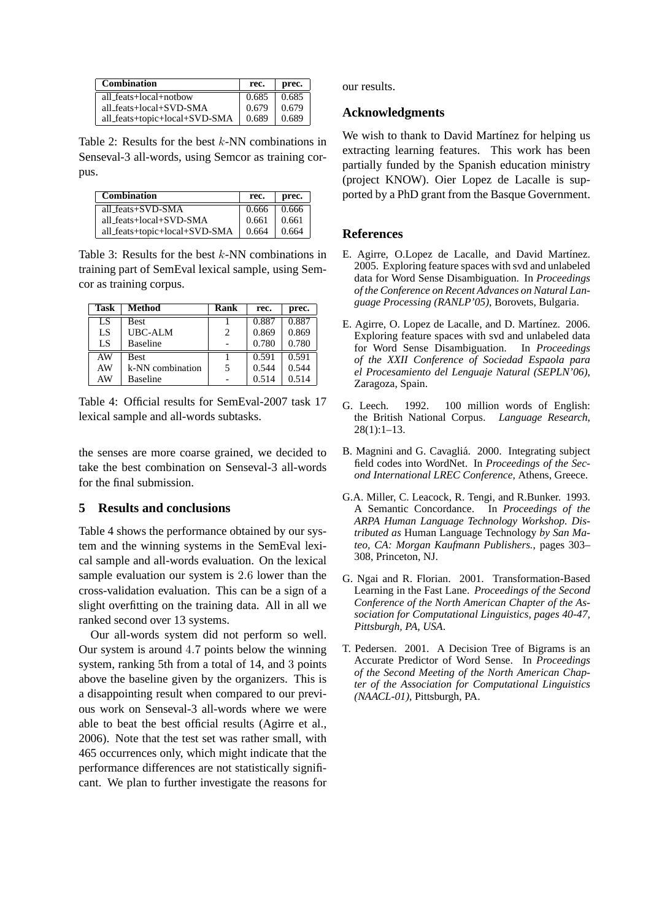| Combination | rec. | prec. |
|---|---|---|
| all_feats+local+notbow | 0.685 | 0.685 |
| all_feats+local+SVD-SMA | 0.679 | 0.679 |
| all_feats+topic+local+SVD-SMA | 0.689 | 0.689 |

Table 2: Results for the best $k$-NN combinations in Senseval-3 all-words, using Semcor as training corpus.

| Combination | rec. | prec. |
|---|---|---|
| all_feats+SVD-SMA | 0.666 | 0.666 |
| all_feats+local+SVD-SMA | 0.661 | 0.661 |
| all_feats+topic+local+SVD-SMA | 0.664 | 0.664 |

Table 3: Results for the best $k$-NN combinations in training part of SemEval lexical sample, using Semcor as training corpus.

| Task | Method | Rank | rec. | prec. |
|---|---|---|---|---|
| LS | Best | 1 | 0.887 | 0.887 |
| LS | UBC-ALM | 2 | 0.869 | 0.869 |
| LS | Baseline | - | 0.780 | 0.780 |
| AW | Best | 1 | 0.591 | 0.591 |
| AW | k-NN combination | 5 | 0.544 | 0.544 |
| AW | Baseline | - | 0.514 | 0.514 |

Table 4: Official results for SemEval-2007 task 17 lexical sample and all-words subtasks.

the senses are more coarse grained, we decided to take the best combination on Senseval-3 all-words for the final submission.

## 5 Results and conclusions

Table 4 shows the performance obtained by our system and the winning systems in the SemEval lexical sample and all-words evaluation. On the lexical sample evaluation our system is 2.6 lower than the cross-validation evaluation. This can be a sign of a slight overfitting on the training data. All in all we ranked second over 13 systems.

Our all-words system did not perform so well. Our system is around 4.7 points below the winning system, ranking 5th from a total of 14, and 3 points above the baseline given by the organizers. This is a disappointing result when compared to our previous work on Senseval-3 all-words where we were able to beat the best official results (Agirre et al., 2006). Note that the test set was rather small, with 465 occurrences only, which might indicate that the performance differences are not statistically significant. We plan to further investigate the reasons for our results.

## Acknowledgments

We wish to thank to David Martínez for helping us extracting learning features. This work has been partially funded by the Spanish education ministry (project KNOW). Oier Lopez de Lacalle is supported by a PhD grant from the Basque Government.

## References

E. Agirre, O.Lopez de Lacalle, and David Martínez. 2005. Exploring feature spaces with svd and unlabeled data for Word Sense Disambiguation. In *Proceedings of the Conference on Recent Advances on Natural Language Processing (RANLP'05)*, Borovets, Bulgaria.

E. Agirre, O. Lopez de Lacalle, and D. Martínez. 2006. Exploring feature spaces with svd and unlabeled data for Word Sense Disambiguation. In *Proceedings of the XXII Conference of Sociedad Espaola para el Procesamiento del Lenguaje Natural (SEPLN'06)*, Zaragoza, Spain.

G. Leech. 1992. 100 million words of English: the British National Corpus. *Language Research*, 28(1):1–13.

B. Magnini and G. Cavagliá. 2000. Integrating subject field codes into WordNet. In *Proceedings of the Second International LREC Conference*, Athens, Greece.

G.A. Miller, C. Leacock, R. Tengi, and R.Bunker. 1993. A Semantic Concordance. In *Proceedings of the ARPA Human Language Technology Workshop. Distributed as* Human Language Technology *by San Mateo, CA: Morgan Kaufmann Publishers.*, pages 303–308, Princeton, NJ.

G. Ngai and R. Florian. 2001. Transformation-Based Learning in the Fast Lane. *Proceedings of the Second Conference of the North American Chapter of the Association for Computational Linguistics, pages 40-47, Pittsburgh, PA, USA*.

T. Pedersen. 2001. A Decision Tree of Bigrams is an Accurate Predictor of Word Sense. In *Proceedings of the Second Meeting of the North American Chapter of the Association for Computational Linguistics (NAACL-01)*, Pittsburgh, PA.